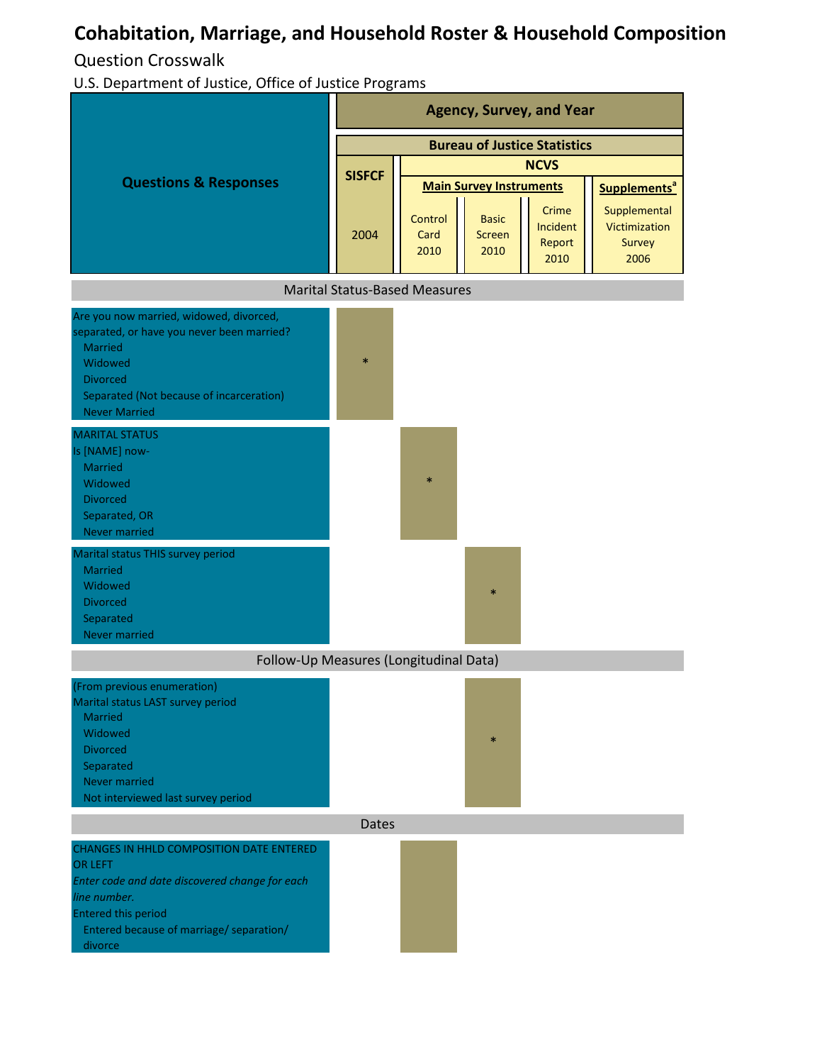# Cohabitation, Marriage, and Household Roster & Household Composition

Question Crosswalk

U.S. Department of Justice, Office of Justice Programs

| Questions & Responses | Agency, Survey, and Year | | | | |
|---|---|---|---|---|---|
| | Bureau of Justice Statistics | | | | |
| | SISFCF | NCVS | | | |
| | | Main Survey Instruments | | | Supplements[a] |
| | 2004 | Control Card 2010 | Basic Screen 2010 | Crime Incident Report 2010 | Supplemental Victimization Survey 2006 |
| **Marital Status-Based Measures** | | | | | |
| Are you now married, widowed, divorced, separated, or have you never been married?<br>Married<br>Widowed<br>Divorced<br>Separated (Not because of incarceration)<br>Never Married | * | | | | |
| MARITAL STATUS<br>Is [NAME] now-<br>Married<br>Widowed<br>Divorced<br>Separated, OR<br>Never married | | * | | | |
| Marital status THIS survey period<br>Married<br>Widowed<br>Divorced<br>Separated<br>Never married | | | * | | |
| **Follow-Up Measures (Longitudinal Data)** | | | | | |
| (From previous enumeration)<br>Marital status LAST survey period<br>Married<br>Widowed<br>Divorced<br>Separated<br>Never married<br>Not interviewed last survey period | | | * | | |
| **Dates** | | | | | |
| CHANGES IN HHLD COMPOSITION DATE ENTERED OR LEFT<br>*Enter code and date discovered change for each line number.*<br>Entered this period<br>Entered because of marriage/ separation/ divorce | | | | | |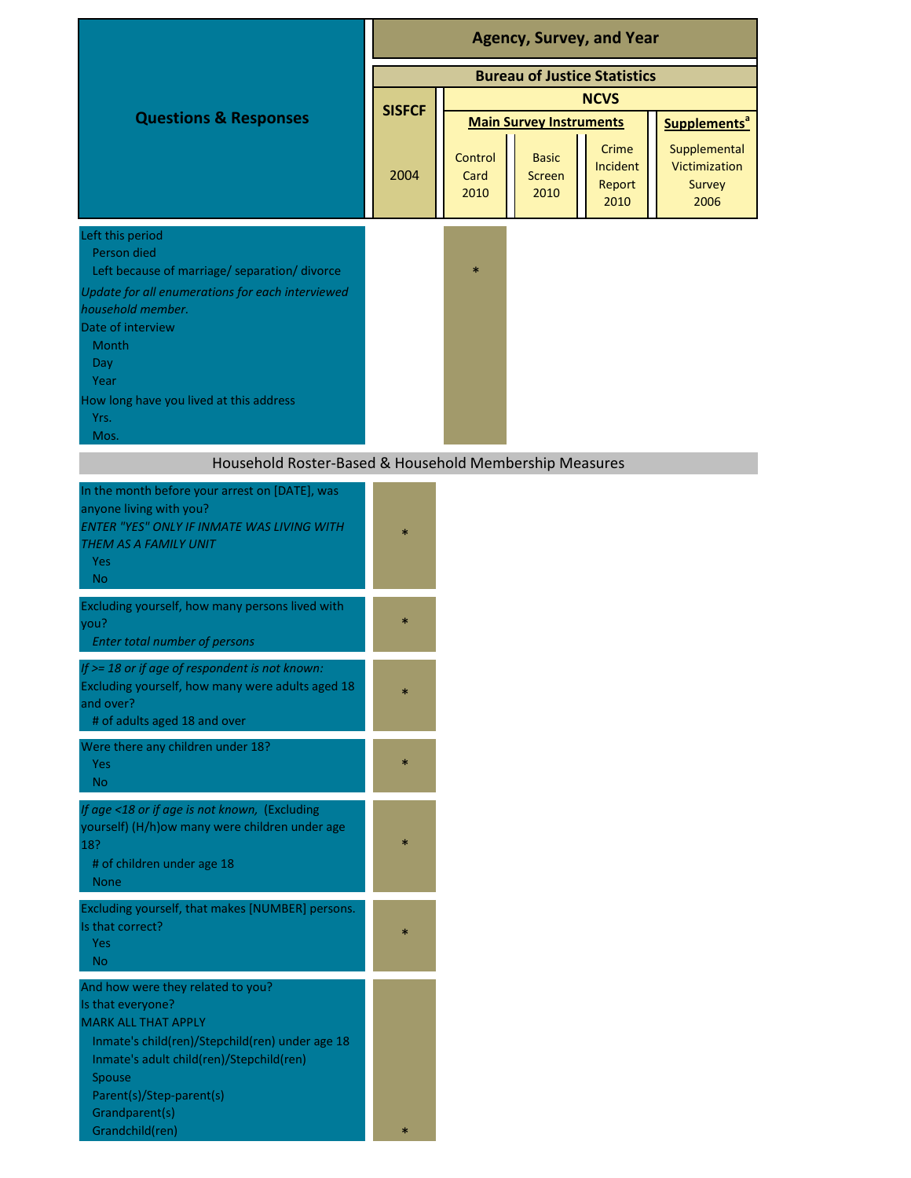| Questions & Responses | SISFCF 2004 | NCVS Control Card 2010 | NCVS Basic Screen 2010 | NCVS Crime Incident Report 2010 | NCVS Supplemental Victimization Survey 2006 |
|---|---|---|---|---|---|
| Left this period<br>Person died<br>Left because of marriage/ separation/ divorce<br>*Update for all enumerations for each interviewed household member.*<br>Date of interview<br>Month<br>Day<br>Year<br>How long have you lived at this address<br>Yrs.<br>Mos. | | * | | | |
| **Household Roster-Based & Household Membership Measures** | | | | | |
| In the month before your arrest on [DATE], was anyone living with you?<br>*ENTER "YES" ONLY IF INMATE WAS LIVING WITH THEM AS A FAMILY UNIT*<br>Yes<br>No | * | | | | |
| Excluding yourself, how many persons lived with you?<br>*Enter total number of persons* | * | | | | |
| *If >= 18 or if age of respondent is not known:*<br>Excluding yourself, how many were adults aged 18 and over?<br># of adults aged 18 and over | * | | | | |
| Were there any children under 18?<br>Yes<br>No | * | | | | |
| *If age <18 or if age is not known,* (Excluding yourself) (H/h)ow many were children under age 18?<br># of children under age 18<br>None | * | | | | |
| Excluding yourself, that makes [NUMBER] persons. Is that correct?<br>Yes<br>No | * | | | | |
| And how were they related to you?<br>Is that everyone?<br>MARK ALL THAT APPLY<br>Inmate's child(ren)/Stepchild(ren) under age 18<br>Inmate's adult child(ren)/Stepchild(ren)<br>Spouse<br>Parent(s)/Step-parent(s)<br>Grandparent(s)<br>Grandchild(ren) | * | | | | |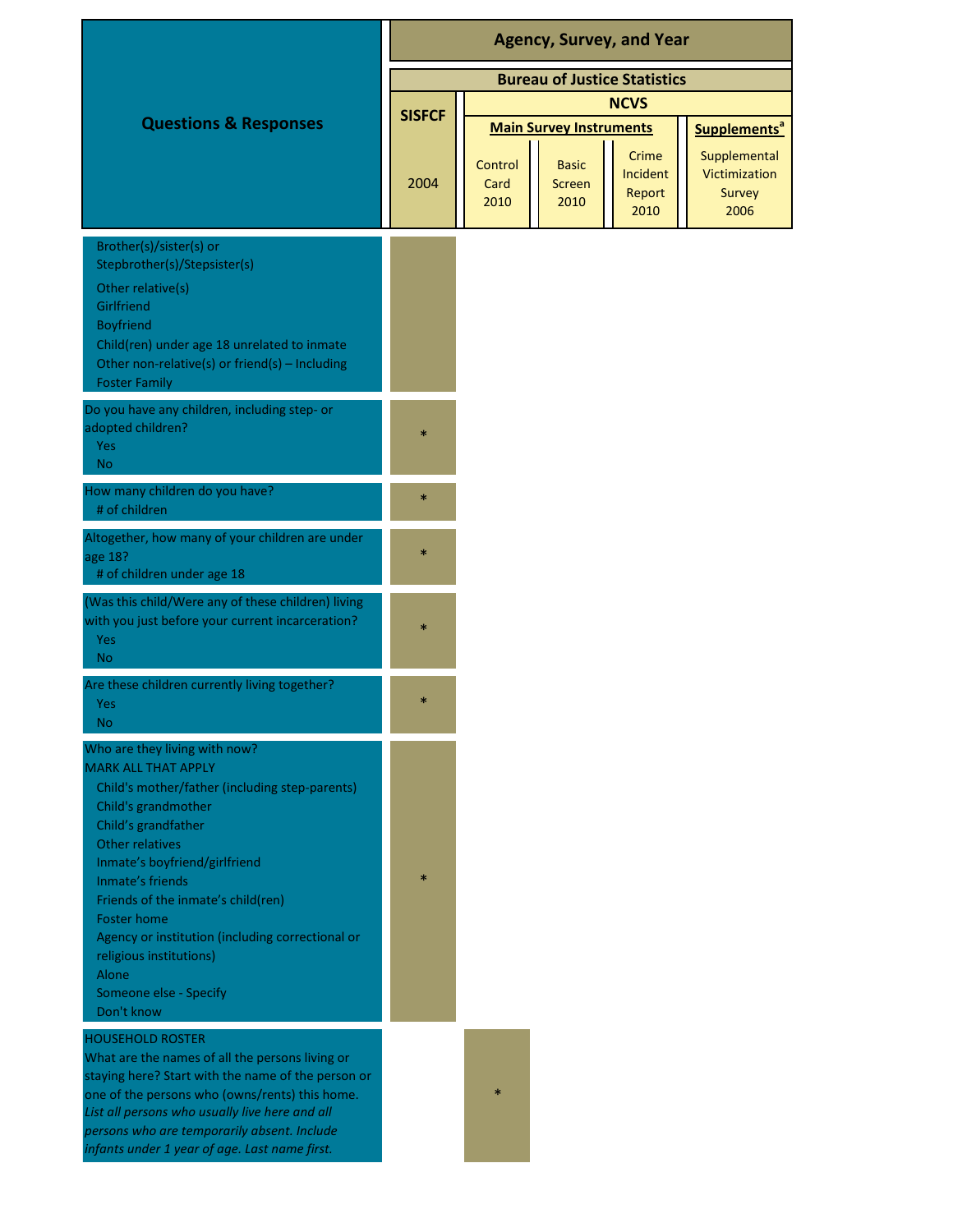| Questions & Responses | Bureau of Justice Statistics: SISFCF 2004 | NCVS Main Survey Instruments: Control Card 2010 | NCVS Main Survey Instruments: Basic Screen 2010 | NCVS Main Survey Instruments: Crime Incident Report 2010 | NCVS Supplements[a]: Supplemental Victimization Survey 2006 |
|---|---|---|---|---|---|
| Brother(s)/sister(s) or Stepbrother(s)/Stepsister(s)<br>Other relative(s)<br>Girlfriend<br>Boyfriend<br>Child(ren) under age 18 unrelated to inmate<br>Other non-relative(s) or friend(s) – Including Foster Family | | | | | |
| Do you have any children, including step- or adopted children?<br>Yes<br>No | * | | | | |
| How many children do you have?<br># of children | * | | | | |
| Altogether, how many of your children are under age 18?<br># of children under age 18 | * | | | | |
| (Was this child/Were any of these children) living with you just before your current incarceration?<br>Yes<br>No | * | | | | |
| Are these children currently living together?<br>Yes<br>No | * | | | | |
| Who are they living with now?<br>MARK ALL THAT APPLY<br>Child's mother/father (including step-parents)<br>Child's grandmother<br>Child's grandfather<br>Other relatives<br>Inmate's boyfriend/girlfriend<br>Inmate's friends<br>Friends of the inmate's child(ren)<br>Foster home<br>Agency or institution (including correctional or religious institutions)<br>Alone<br>Someone else - Specify<br>Don't know | * | | | | |
| HOUSEHOLD ROSTER<br>What are the names of all the persons living or staying here? Start with the name of the person or one of the persons who (owns/rents) this home.<br>*List all persons who usually live here and all persons who are temporarily absent. Include infants under 1 year of age. Last name first.* | | * | | | |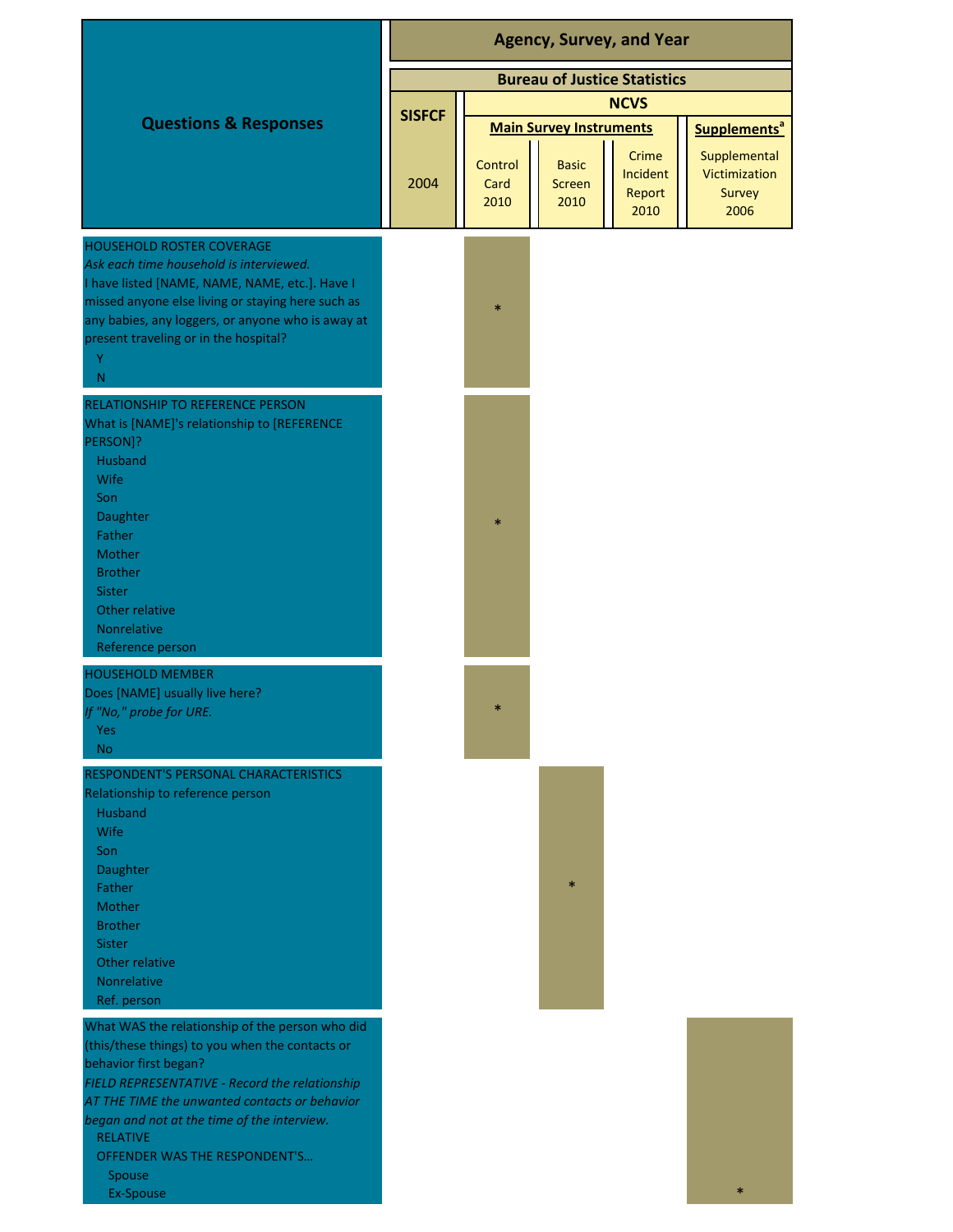| Questions & Responses | Agency, Survey, and Year | | | | |
|---|---|---|---|---|---|
| | Bureau of Justice Statistics | | | | |
| | SISFCF | NCVS | | | |
| | | Main Survey Instruments | | | Supplements[a] |
| | 2004 | Control Card 2010 | Basic Screen 2010 | Crime Incident Report 2010 | Supplemental Victimization Survey 2006 |
| HOUSEHOLD ROSTER COVERAGE<br>*Ask each time household is interviewed.*<br>I have listed [NAME, NAME, NAME, etc.]. Have I missed anyone else living or staying here such as any babies, any loggers, or anyone who is away at present traveling or in the hospital?<br>Y<br>N | | * | | | |
| RELATIONSHIP TO REFERENCE PERSON<br>What is [NAME]'s relationship to [REFERENCE PERSON]?<br>Husband<br>Wife<br>Son<br>Daughter<br>Father<br>Mother<br>Brother<br>Sister<br>Other relative<br>Nonrelative<br>Reference person | | * | | | |
| HOUSEHOLD MEMBER<br>Does [NAME] usually live here?<br>*If "No," probe for URE.*<br>Yes<br>No | | * | | | |
| RESPONDENT'S PERSONAL CHARACTERISTICS<br>Relationship to reference person<br>Husband<br>Wife<br>Son<br>Daughter<br>Father<br>Mother<br>Brother<br>Sister<br>Other relative<br>Nonrelative<br>Ref. person | | | * | | |
| What WAS the relationship of the person who did (this/these things) to you when the contacts or behavior first began?<br>*FIELD REPRESENTATIVE - Record the relationship AT THE TIME the unwanted contacts or behavior began and not at the time of the interview.*<br>RELATIVE<br>OFFENDER WAS THE RESPONDENT'S...<br>Spouse<br>Ex-Spouse | | | | | * |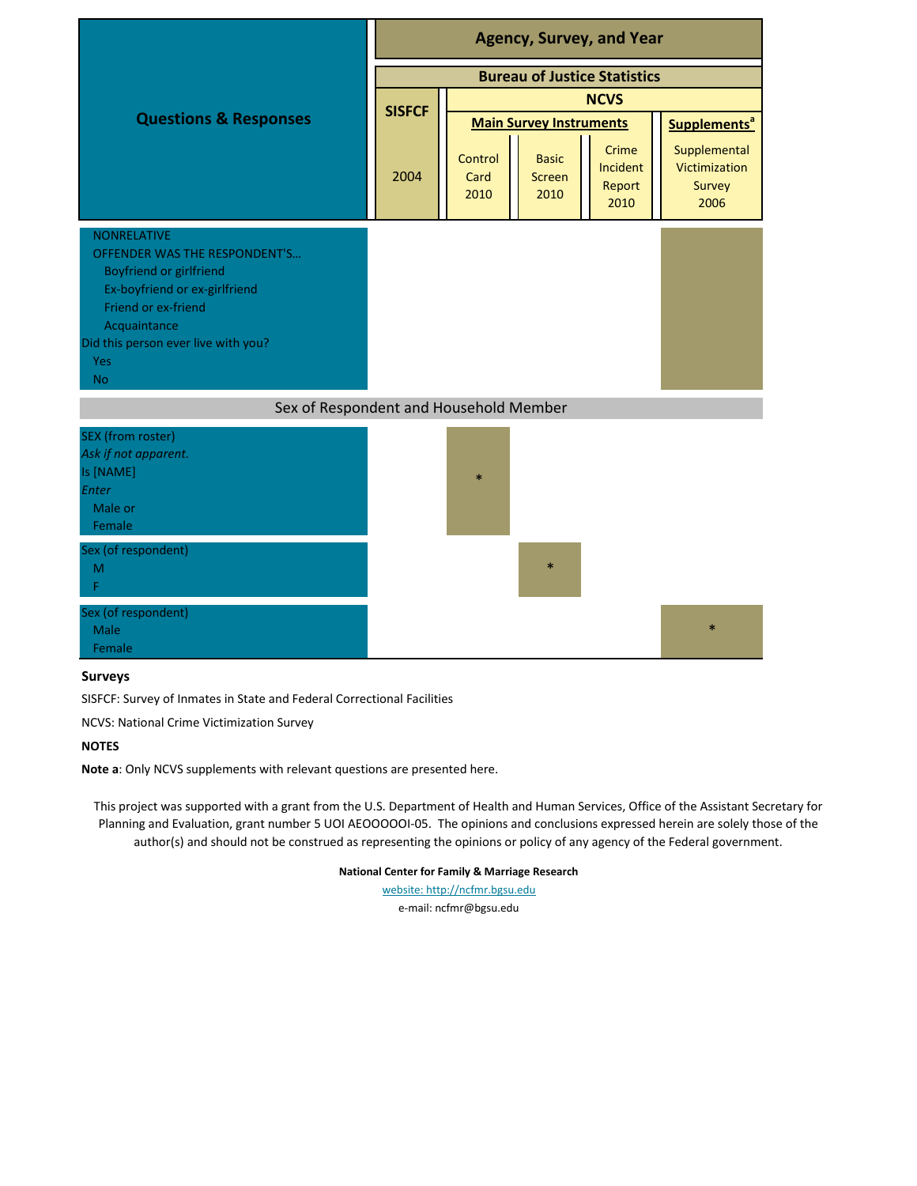| Questions & Responses | Agency, Survey, and Year | | | | |
|---|---|---|---|---|---|
| | Bureau of Justice Statistics | | | | |
| | SISFCF | NCVS | | | |
| | | Main Survey Instruments | | | Supplements[a] |
| | 2004 | Control Card 2010 | Basic Screen 2010 | Crime Incident Report 2010 | Supplemental Victimization Survey 2006 |
| NONRELATIVE<br>OFFENDER WAS THE RESPONDENT'S…<br>Boyfriend or girlfriend<br>Ex-boyfriend or ex-girlfriend<br>Friend or ex-friend<br>Acquaintance<br>Did this person ever live with you?<br>Yes<br>No | | | | | |
| **Sex of Respondent and Household Member** | | | | | |
| SEX (from roster)<br>*Ask if not apparent.*<br>Is [NAME]<br>*Enter*<br>Male or<br>Female | | * | | | |
| Sex (of respondent)<br>M<br>F | | | * | | |
| Sex (of respondent)<br>Male<br>Female | | | | | * |

**Surveys**

SISFCF: Survey of Inmates in State and Federal Correctional Facilities

NCVS: National Crime Victimization Survey

**NOTES**

**Note a**: Only NCVS supplements with relevant questions are presented here.

This project was supported with a grant from the U.S. Department of Health and Human Services, Office of the Assistant Secretary for Planning and Evaluation, grant number 5 UOI AEOOOOOI-05. The opinions and conclusions expressed herein are solely those of the author(s) and should not be construed as representing the opinions or policy of any agency of the Federal government.

**National Center for Family & Marriage Research**

website: http://ncfmr.bgsu.edu

e-mail: ncfmr@bgsu.edu